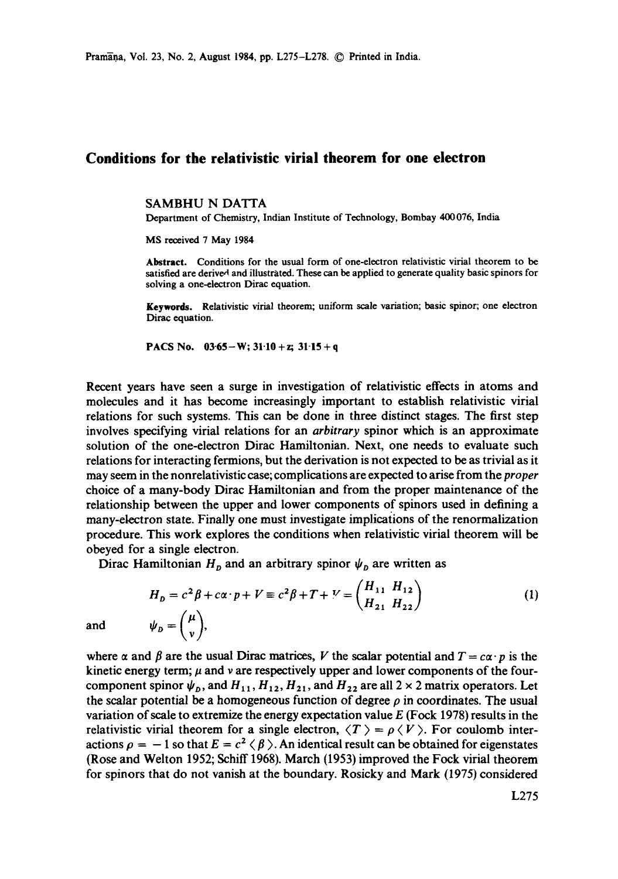# Conditions for the relativistic virial theorem for one electron

SAMBHU N DATTA

Department of Chemistry, Indian Institute of Technology, Bombay 400076, India

MS received 7 May 1984

**Abstract.** Conditions for the usual form of one-electron relativistic virial theorem to be satisfied are derived and illustrated. These can be applied to generate quality basic spinors for solving a one-electron Dirac equation.

**Keywords.** Relativistic virial theorem; uniform scale variation; basic spinor; one electron Dirac equation.

**PACS No.** 03·65−W; 31·10+z; 31·15+q

Recent years have seen a surge in investigation of relativistic effects in atoms and molecules and it has become increasingly important to establish relativistic virial relations for such systems. This can be done in three distinct stages. The first step involves specifying virial relations for an *arbitrary* spinor which is an approximate solution of the one-electron Dirac Hamiltonian. Next, one needs to evaluate such relations for interacting fermions, but the derivation is not expected to be as trivial as it may seem in the nonrelativistic case; complications are expected to arise from the *proper* choice of a many-body Dirac Hamiltonian and from the proper maintenance of the relationship between the upper and lower components of spinors used in defining a many-electron state. Finally one must investigate implications of the renormalization procedure. This work explores the conditions when relativistic virial theorem will be obeyed for a single electron.

Dirac Hamiltonian $H_D$ and an arbitrary spinor $\psi_D$ are written as

$$H_D = c^2\beta + c\alpha\cdot p + V \equiv c^2\beta + T + V = \begin{pmatrix} H_{11} & H_{12} \\ H_{21} & H_{22} \end{pmatrix} \tag{1}$$

and $\quad \psi_D = \begin{pmatrix} \mu \\ \nu \end{pmatrix},$

where $\alpha$ and $\beta$ are the usual Dirac matrices, $V$ the scalar potential and $T = c\alpha\cdot p$ is the kinetic energy term; $\mu$ and $\nu$ are respectively upper and lower components of the four-component spinor $\psi_D$, and $H_{11}$, $H_{12}$, $H_{21}$, and $H_{22}$ are all $2\times 2$ matrix operators. Let the scalar potential be a homogeneous function of degree $\rho$ in coordinates. The usual variation of scale to extremize the energy expectation value $E$ (Fock 1978) results in the relativistic virial theorem for a single electron, $\langle T\rangle = \rho\langle V\rangle$. For coulomb interactions $\rho = -1$ so that $E = c^2\langle\beta\rangle$. An identical result can be obtained for eigenstates (Rose and Welton 1952; Schiff 1968). March (1953) improved the Fock virial theorem for spinors that do not vanish at the boundary. Rosicky and Mark (1975) considered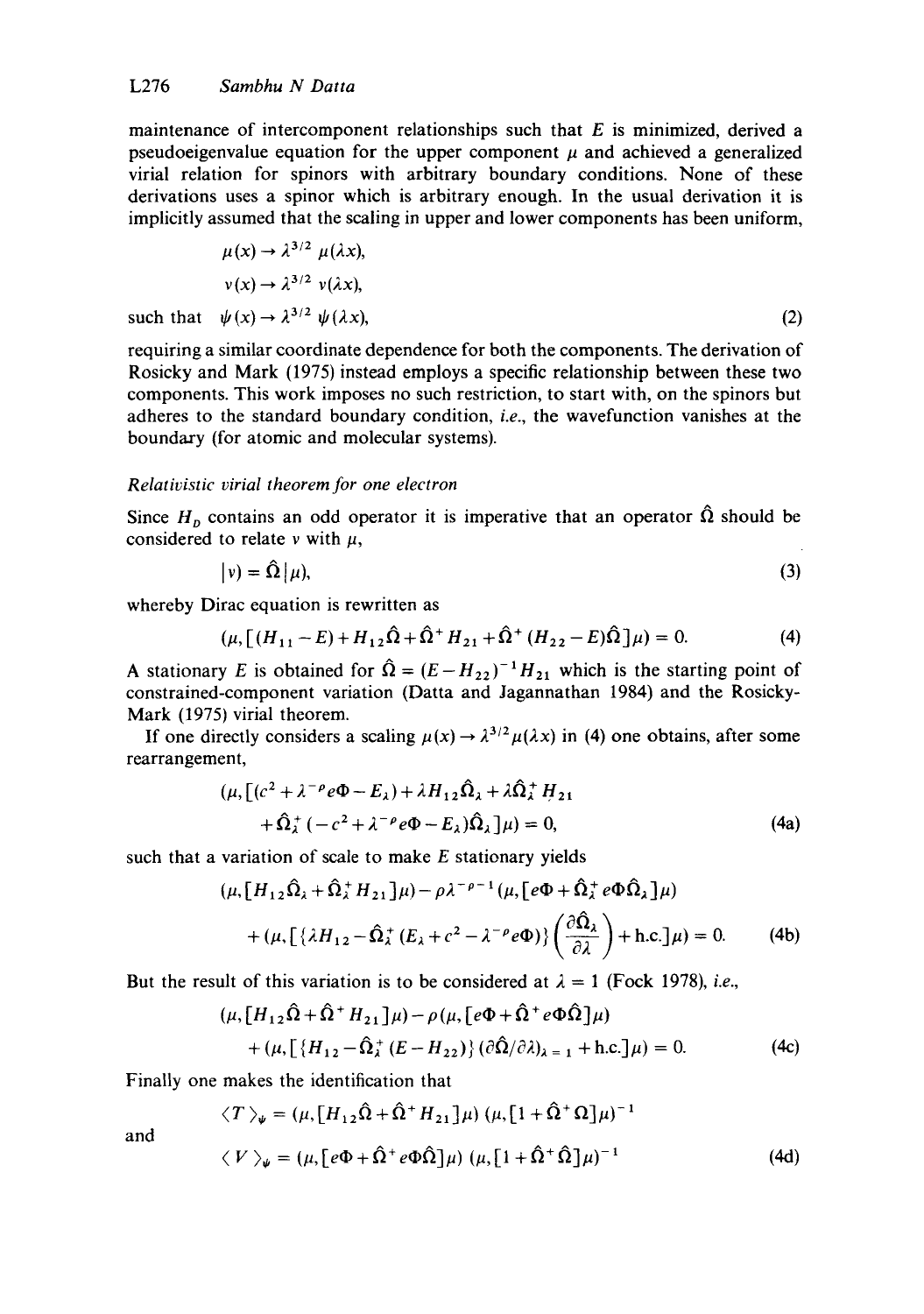maintenance of intercomponent relationships such that $E$ is minimized, derived a pseudoeigenvalue equation for the upper component $\mu$ and achieved a generalized virial relation for spinors with arbitrary boundary conditions. None of these derivations uses a spinor which is arbitrary enough. In the usual derivation it is implicitly assumed that the scaling in upper and lower components has been uniform,

$$\mu(x) \to \lambda^{3/2}\,\mu(\lambda x),$$

$$v(x) \to \lambda^{3/2}\,v(\lambda x),$$

$$\text{such that}\quad \psi(x) \to \lambda^{3/2}\,\psi(\lambda x), \tag{2}$$

requiring a similar coordinate dependence for both the components. The derivation of Rosicky and Mark (1975) instead employs a specific relationship between these two components. This work imposes no such restriction, to start with, on the spinors but adheres to the standard boundary condition, *i.e.*, the wavefunction vanishes at the boundary (for atomic and molecular systems).

### *Relativistic virial theorem for one electron*

Since $H_D$ contains an odd operator it is imperative that an operator $\hat{\Omega}$ should be considered to relate $v$ with $\mu$,

$$|v) = \hat{\Omega}\,|\mu), \tag{3}$$

whereby Dirac equation is rewritten as

$$(\mu, [(H_{11}-E) + H_{12}\hat{\Omega} + \hat{\Omega}^+ H_{21} + \hat{\Omega}^+ (H_{22}-E)\hat{\Omega}]\mu) = 0. \tag{4}$$

A stationary $E$ is obtained for $\hat{\Omega} = (E-H_{22})^{-1}H_{21}$ which is the starting point of constrained-component variation (Datta and Jagannathan 1984) and the Rosicky-Mark (1975) virial theorem.

If one directly considers a scaling $\mu(x) \to \lambda^{3/2}\mu(\lambda x)$ in (4) one obtains, after some rearrangement,

$$\begin{aligned}(\mu, [(c^2 + \lambda^{-p} e\Phi - E_\lambda) + \lambda H_{12}\hat{\Omega}_\lambda + \lambda\hat{\Omega}^+_\lambda H_{21} \\ + \hat{\Omega}^+_\lambda(-c^2 + \lambda^{-p} e\Phi - E_\lambda)\hat{\Omega}_\lambda]\mu) = 0,\end{aligned} \tag{4a}$$

such that a variation of scale to make $E$ stationary yields

$$\begin{aligned}(\mu, [H_{12}\hat{\Omega}_\lambda + \hat{\Omega}^+_\lambda H_{21}]\mu) - p\lambda^{-p-1}(\mu, [e\Phi + \hat{\Omega}^+_\lambda e\Phi\hat{\Omega}_\lambda]\mu) \\ + (\mu, [\{\lambda H_{12} - \hat{\Omega}^+_\lambda (E_\lambda + c^2 - \lambda^{-p} e\Phi)\}\left(\frac{\partial\hat{\Omega}_\lambda}{\partial\lambda}\right) + \text{h.c.}]\mu) = 0.\end{aligned} \tag{4b}$$

But the result of this variation is to be considered at $\lambda = 1$ (Fock 1978), *i.e.*,

$$\begin{aligned}(\mu, [H_{12}\hat{\Omega} + \hat{\Omega}^+ H_{21}]\mu) - p(\mu, [e\Phi + \hat{\Omega}^+ e\Phi\hat{\Omega}]\mu) \\ + (\mu, [\{H_{12} - \hat{\Omega}^+_\lambda (E - H_{22})\}(\partial\hat{\Omega}/\partial\lambda)_{\lambda=1} + \text{h.c.}]\mu) = 0.\end{aligned} \tag{4c}$$

Finally one makes the identification that

$$\langle T\rangle_\psi = (\mu, [H_{12}\hat{\Omega} + \hat{\Omega}^+ H_{21}]\mu)\,(\mu, [1 + \hat{\Omega}^+ \Omega]\mu)^{-1}$$

and

$$\langle V\rangle_\psi = (\mu, [e\Phi + \hat{\Omega}^+ e\Phi\hat{\Omega}]\mu)\,(\mu, [1 + \hat{\Omega}^+\hat{\Omega}]\mu)^{-1} \tag{4d}$$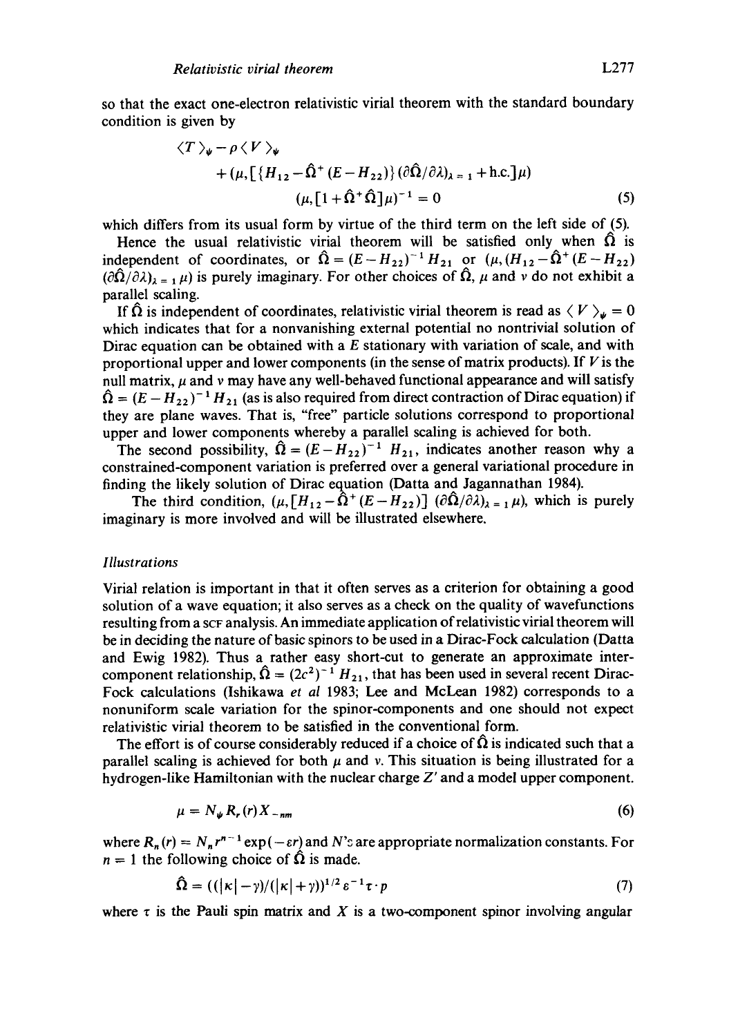so that the exact one-electron relativistic virial theorem with the standard boundary condition is given by

$$\langle T \rangle_\psi - \rho \langle V \rangle_\psi + (\mu, [\{H_{12} - \hat{\Omega}^+ (E - H_{22})\} (\partial \hat{\Omega}/\partial \lambda)_{\lambda=1} + \text{h.c.}] \mu) (\mu, [1 + \hat{\Omega}^+ \hat{\Omega}] \mu)^{-1} = 0 \tag{5}$$

which differs from its usual form by virtue of the third term on the left side of (5).

Hence the usual relativistic virial theorem will be satisfied only when $\hat{\Omega}$ is independent of coordinates, or $\hat{\Omega} = (E - H_{22})^{-1} H_{21}$ or $(\mu, (H_{12} - \hat{\Omega}^+ (E - H_{22}) (\partial \hat{\Omega}/\partial \lambda)_{\lambda=1} \mu)$ is purely imaginary. For other choices of $\hat{\Omega}$, $\mu$ and $\nu$ do not exhibit a parallel scaling.

If $\hat{\Omega}$ is independent of coordinates, relativistic virial theorem is read as $\langle V \rangle_\psi = 0$ which indicates that for a nonvanishing external potential no nontrivial solution of Dirac equation can be obtained with a $E$ stationary with variation of scale, and with proportional upper and lower components (in the sense of matrix products). If $V$ is the null matrix, $\mu$ and $\nu$ may have any well-behaved functional appearance and will satisfy $\hat{\Omega} = (E - H_{22})^{-1} H_{21}$ (as is also required from direct contraction of Dirac equation) if they are plane waves. That is, "free" particle solutions correspond to proportional upper and lower components whereby a parallel scaling is achieved for both.

The second possibility, $\hat{\Omega} = (E - H_{22})^{-1} H_{21}$, indicates another reason why a constrained-component variation is preferred over a general variational procedure in finding the likely solution of Dirac equation (Datta and Jagannathan 1984).

The third condition, $(\mu, [H_{12} - \hat{\Omega}^+ (E - H_{22})] (\partial \hat{\Omega}/\partial \lambda)_{\lambda=1} \mu)$, which is purely imaginary is more involved and will be illustrated elsewhere.

### *Illustrations*

Virial relation is important in that it often serves as a criterion for obtaining a good solution of a wave equation; it also serves as a check on the quality of wavefunctions resulting from a SCF analysis. An immediate application of relativistic virial theorem will be in deciding the nature of basic spinors to be used in a Dirac-Fock calculation (Datta and Ewig 1982). Thus a rather easy short-cut to generate an approximate inter-component relationship, $\hat{\Omega} = (2c^2)^{-1} H_{21}$, that has been used in several recent Dirac-Fock calculations (Ishikawa *et al* 1983; Lee and McLean 1982) corresponds to a nonuniform scale variation for the spinor-components and one should not expect relativistic virial theorem to be satisfied in the conventional form.

The effort is of course considerably reduced if a choice of $\hat{\Omega}$ is indicated such that a parallel scaling is achieved for both $\mu$ and $\nu$. This situation is being illustrated for a hydrogen-like Hamiltonian with the nuclear charge $Z'$ and a model upper component.

$$\mu = N_\psi R_r(r) X_{-nm} \tag{6}$$

where $R_n(r) = N_n r^{n-1} \exp(-\varepsilon r)$ and $N$'s are appropriate normalization constants. For $n = 1$ the following choice of $\hat{\Omega}$ is made.

$$\hat{\Omega} = ((|\kappa| - \gamma)/(|\kappa| + \gamma))^{1/2} \varepsilon^{-1} \tau \cdot p \tag{7}$$

where $\tau$ is the Pauli spin matrix and $X$ is a two-component spinor involving angular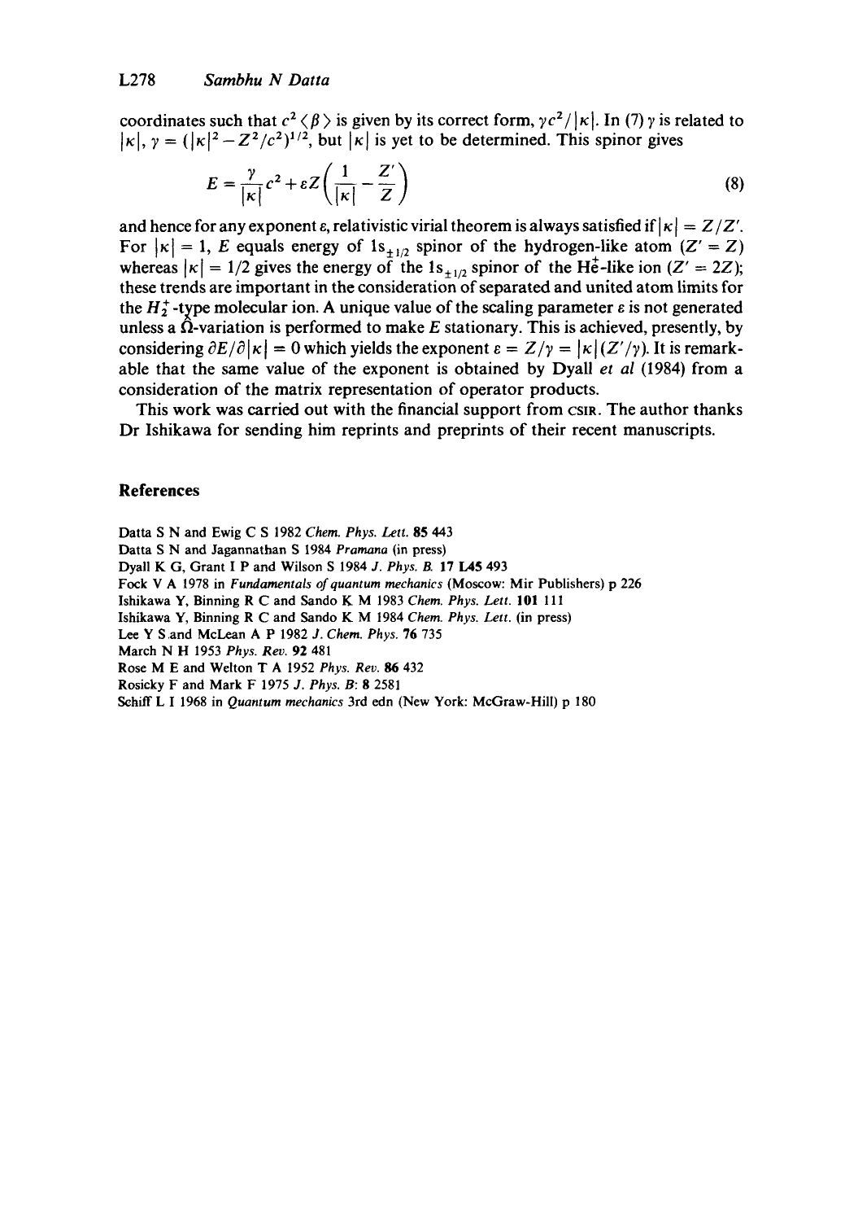coordinates such that $c^2 \langle \beta \rangle$ is given by its correct form, $\gamma c^2/|\kappa|$. In (7) $\gamma$ is related to $|\kappa|$, $\gamma = (|\kappa|^2 - Z^2/c^2)^{1/2}$, but $|\kappa|$ is yet to be determined. This spinor gives

$$E = \frac{\gamma}{|\kappa|} c^2 + \varepsilon Z \left( \frac{1}{|\kappa|} - \frac{Z'}{Z} \right) \tag{8}$$

and hence for any exponent $\varepsilon$, relativistic virial theorem is always satisfied if $|\kappa| = Z/Z'$. For $|\kappa| = 1$, $E$ equals energy of $1s_{\pm 1/2}$ spinor of the hydrogen-like atom ($Z' = Z$) whereas $|\kappa| = 1/2$ gives the energy of the $1s_{\pm 1/2}$ spinor of the $\mathrm{H\dot{e}}^+$-like ion ($Z' = 2Z$); these trends are important in the consideration of separated and united atom limits for the $H_2^+$-type molecular ion. A unique value of the scaling parameter $\varepsilon$ is not generated unless a $\hat{\Omega}$-variation is performed to make $E$ stationary. This is achieved, presently, by considering $\partial E/\partial |\kappa| = 0$ which yields the exponent $\varepsilon = Z/\gamma = |\kappa|(Z'/\gamma)$. It is remarkable that the same value of the exponent is obtained by Dyall *et al* (1984) from a consideration of the matrix representation of operator products.

This work was carried out with the financial support from CSIR. The author thanks Dr Ishikawa for sending him reprints and preprints of their recent manuscripts.

## References

Datta S N and Ewig C S 1982 *Chem. Phys. Lett.* **85** 443

Datta S N and Jagannathan S 1984 *Pramana* (in press)

Dyall K G, Grant I P and Wilson S 1984 *J. Phys. B.* **17** L45 493

Fock V A 1978 in *Fundamentals of quantum mechanics* (Moscow: Mir Publishers) p 226

Ishikawa Y, Binning R C and Sando K M 1983 *Chem. Phys. Lett.* **101** 111

Ishikawa Y, Binning R C and Sando K M 1984 *Chem. Phys. Lett.* (in press)

Lee Y S and McLean A P 1982 *J. Chem. Phys.* **76** 735

March N H 1953 *Phys. Rev.* **92** 481

Rose M E and Welton T A 1952 *Phys. Rev.* **86** 432

Rosicky F and Mark F 1975 *J. Phys. B*: **8** 2581

Schiff L I 1968 in *Quantum mechanics* 3rd edn (New York: McGraw-Hill) p 180